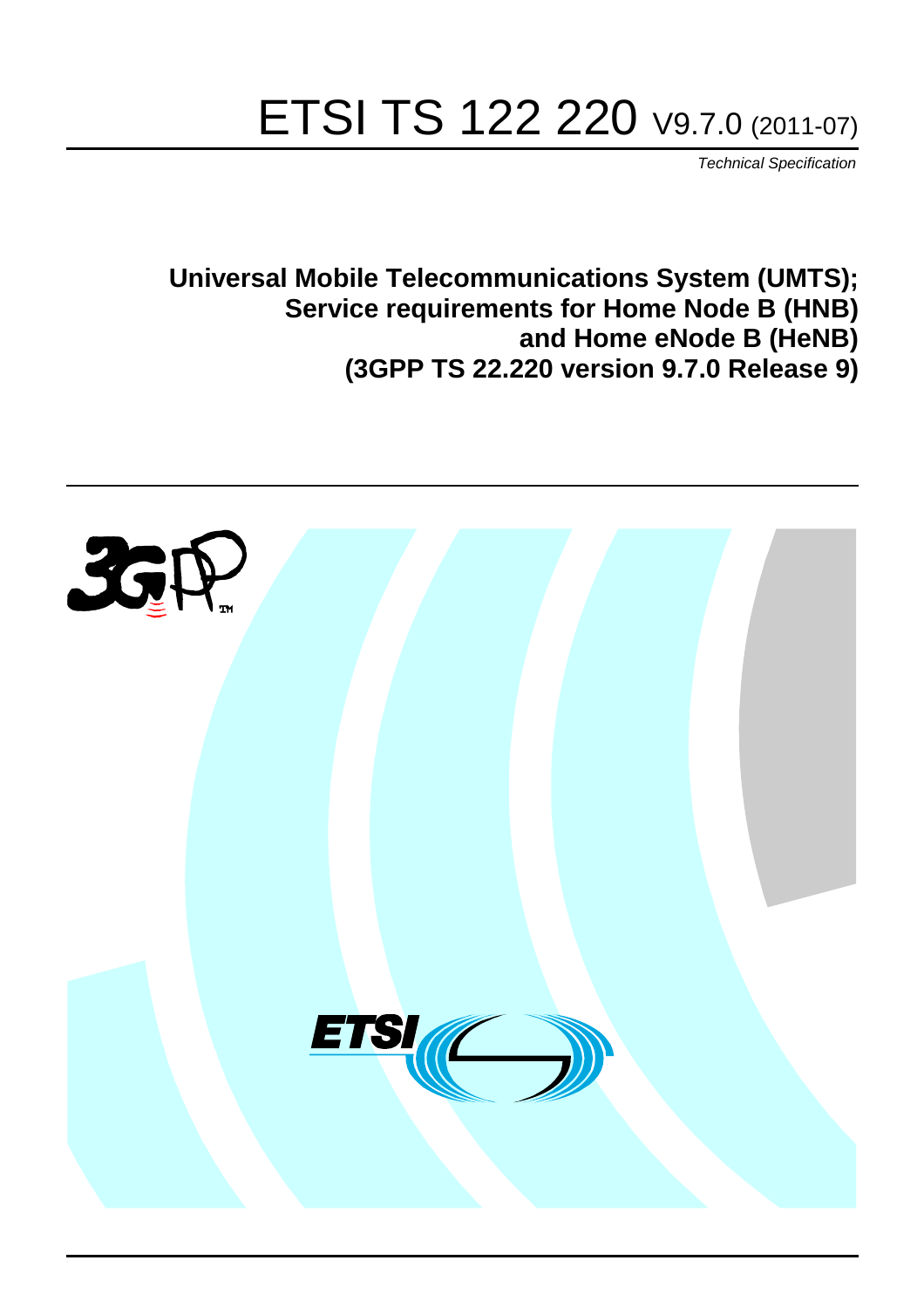# ETSI TS 122 220 V9.7.0 (2011-07)

*Technical Specification*

**Universal Mobile Telecommunications System (UMTS); Service requirements for Home Node B (HNB) and Home eNode B (HeNB) (3GPP TS 22.220 version 9.7.0 Release 9)**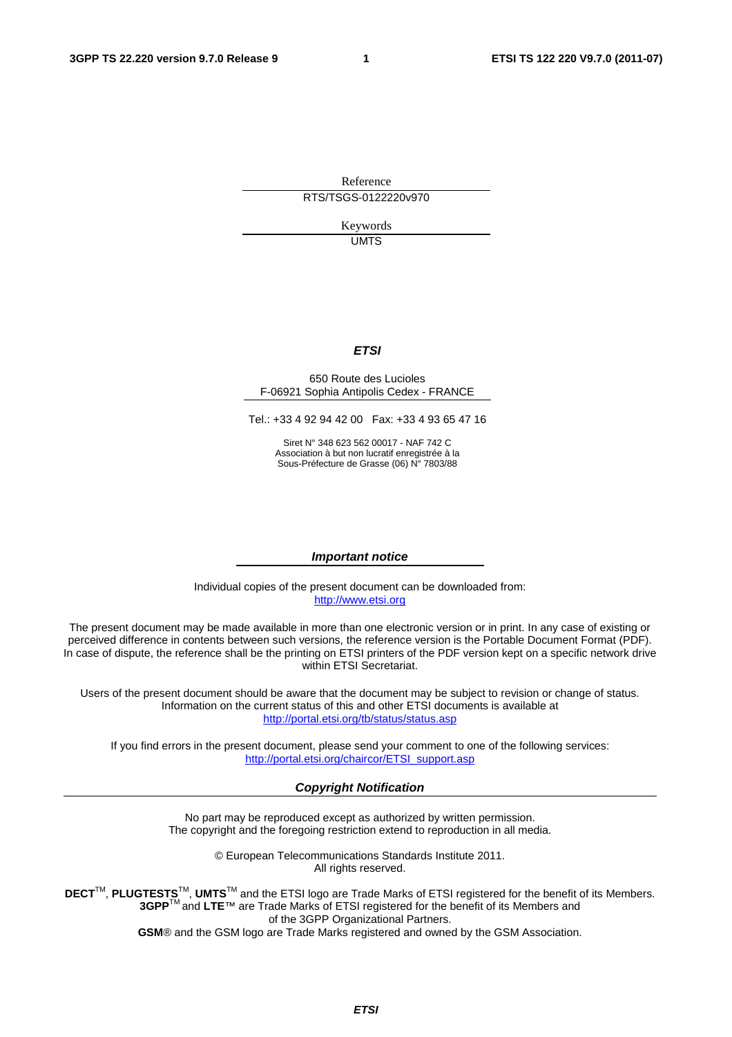Reference

RTS/TSGS-0122220v970

Keywords

UMTS

***ETSI***

650 Route des Lucioles
F-06921 Sophia Antipolis Cedex - FRANCE

Tel.: +33 4 92 94 42 00 Fax: +33 4 93 65 47 16

Siret N° 348 623 562 00017 - NAF 742 C
Association à but non lucratif enregistrée à la
Sous-Préfecture de Grasse (06) N° 7803/88

***Important notice***

Individual copies of the present document can be downloaded from:
http://www.etsi.org

The present document may be made available in more than one electronic version or in print. In any case of existing or perceived difference in contents between such versions, the reference version is the Portable Document Format (PDF). In case of dispute, the reference shall be the printing on ETSI printers of the PDF version kept on a specific network drive within ETSI Secretariat.

Users of the present document should be aware that the document may be subject to revision or change of status. Information on the current status of this and other ETSI documents is available at
http://portal.etsi.org/tb/status/status.asp

If you find errors in the present document, please send your comment to one of the following services:
http://portal.etsi.org/chaircor/ETSI_support.asp

***Copyright Notification***

No part may be reproduced except as authorized by written permission.
The copyright and the foregoing restriction extend to reproduction in all media.

© European Telecommunications Standards Institute 2011.
All rights reserved.

**DECT**™, **PLUGTESTS**™, **UMTS**™ and the ETSI logo are Trade Marks of ETSI registered for the benefit of its Members.
**3GPP**™ and **LTE**™ are Trade Marks of ETSI registered for the benefit of its Members and of the 3GPP Organizational Partners.
**GSM**® and the GSM logo are Trade Marks registered and owned by the GSM Association.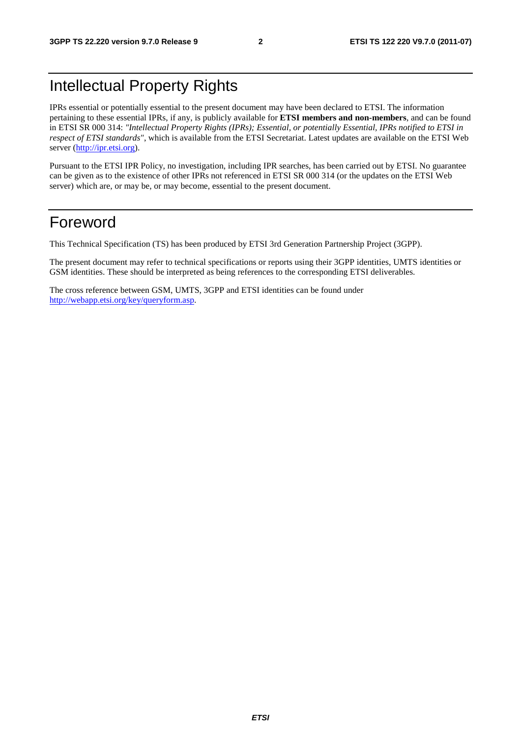# Intellectual Property Rights

IPRs essential or potentially essential to the present document may have been declared to ETSI. The information pertaining to these essential IPRs, if any, is publicly available for **ETSI members and non-members**, and can be found in ETSI SR 000 314: *"Intellectual Property Rights (IPRs); Essential, or potentially Essential, IPRs notified to ETSI in respect of ETSI standards"*, which is available from the ETSI Secretariat. Latest updates are available on the ETSI Web server (http://ipr.etsi.org).

Pursuant to the ETSI IPR Policy, no investigation, including IPR searches, has been carried out by ETSI. No guarantee can be given as to the existence of other IPRs not referenced in ETSI SR 000 314 (or the updates on the ETSI Web server) which are, or may be, or may become, essential to the present document.

# Foreword

This Technical Specification (TS) has been produced by ETSI 3rd Generation Partnership Project (3GPP).

The present document may refer to technical specifications or reports using their 3GPP identities, UMTS identities or GSM identities. These should be interpreted as being references to the corresponding ETSI deliverables.

The cross reference between GSM, UMTS, 3GPP and ETSI identities can be found under http://webapp.etsi.org/key/queryform.asp.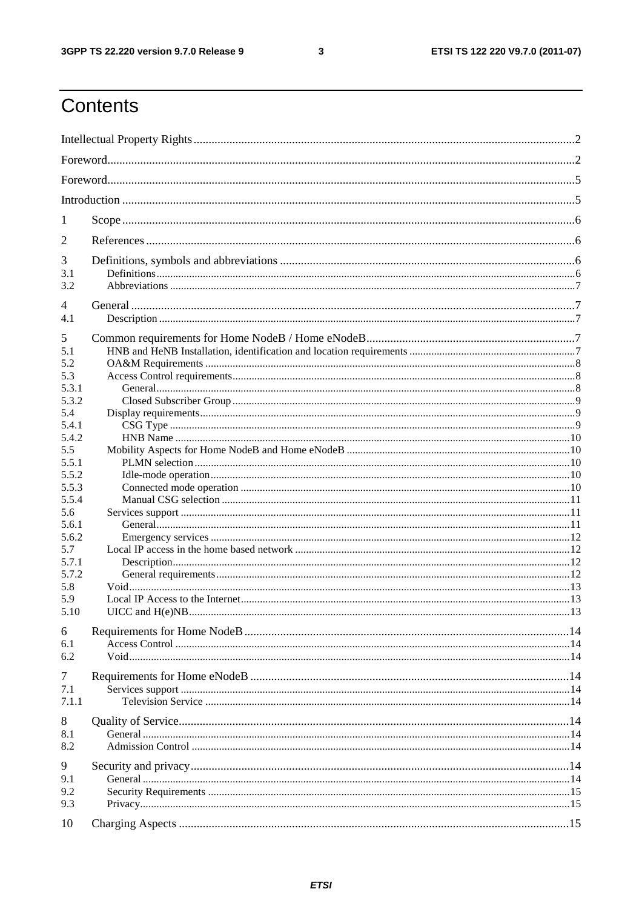# Contents

Intellectual Property Rights .....2

Foreword.....2

Foreword.....5

Introduction .....5

1 Scope .....6

2 References .....6

3 Definitions, symbols and abbreviations .....6
- 3.1 Definitions.....6
- 3.2 Abbreviations .....7

4 General .....7
- 4.1 Description .....7

5 Common requirements for Home NodeB / Home eNodeB.....7
- 5.1 HNB and HeNB Installation, identification and location requirements .....7
- 5.2 OA&M Requirements .....8
- 5.3 Access Control requirements.....8
  - 5.3.1 General.....8
  - 5.3.2 Closed Subscriber Group .....9
- 5.4 Display requirements.....9
  - 5.4.1 CSG Type .....9
  - 5.4.2 HNB Name .....10
- 5.5 Mobility Aspects for Home NodeB and Home eNodeB .....10
  - 5.5.1 PLMN selection .....10
  - 5.5.2 Idle-mode operation.....10
  - 5.5.3 Connected mode operation .....10
  - 5.5.4 Manual CSG selection .....11
- 5.6 Services support .....11
  - 5.6.1 General.....11
  - 5.6.2 Emergency services .....12
- 5.7 Local IP access in the home based network .....12
  - 5.7.1 Description.....12
  - 5.7.2 General requirements.....12
- 5.8 Void.....13
- 5.9 Local IP Access to the Internet.....13
- 5.10 UICC and H(e)NB.....13

6 Requirements for Home NodeB .....14
- 6.1 Access Control .....14
- 6.2 Void.....14

7 Requirements for Home eNodeB .....14
- 7.1 Services support .....14
  - 7.1.1 Television Service .....14

8 Quality of Service.....14
- 8.1 General .....14
- 8.2 Admission Control .....14

9 Security and privacy.....14
- 9.1 General .....14
- 9.2 Security Requirements .....15
- 9.3 Privacy.....15

10 Charging Aspects .....15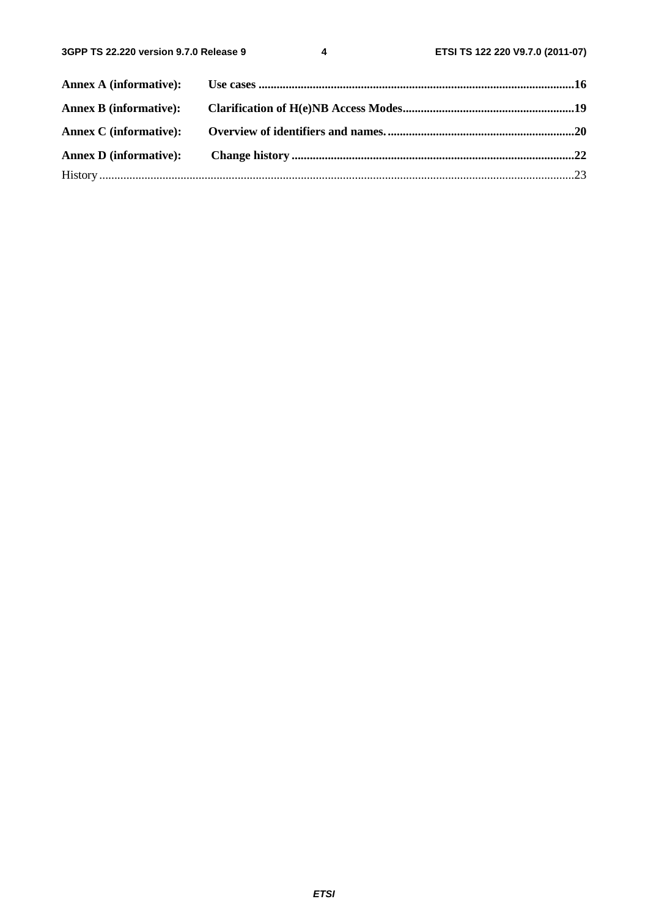**Annex A (informative): Use cases** ....................................................................................................................16

**Annex B (informative): Clarification of H(e)NB Access Modes**.........................................................19

**Annex C (informative): Overview of identifiers and names.** .............................................................20

**Annex D (informative): Change history** ...........................................................................................22

History .............................................................................................................................................................23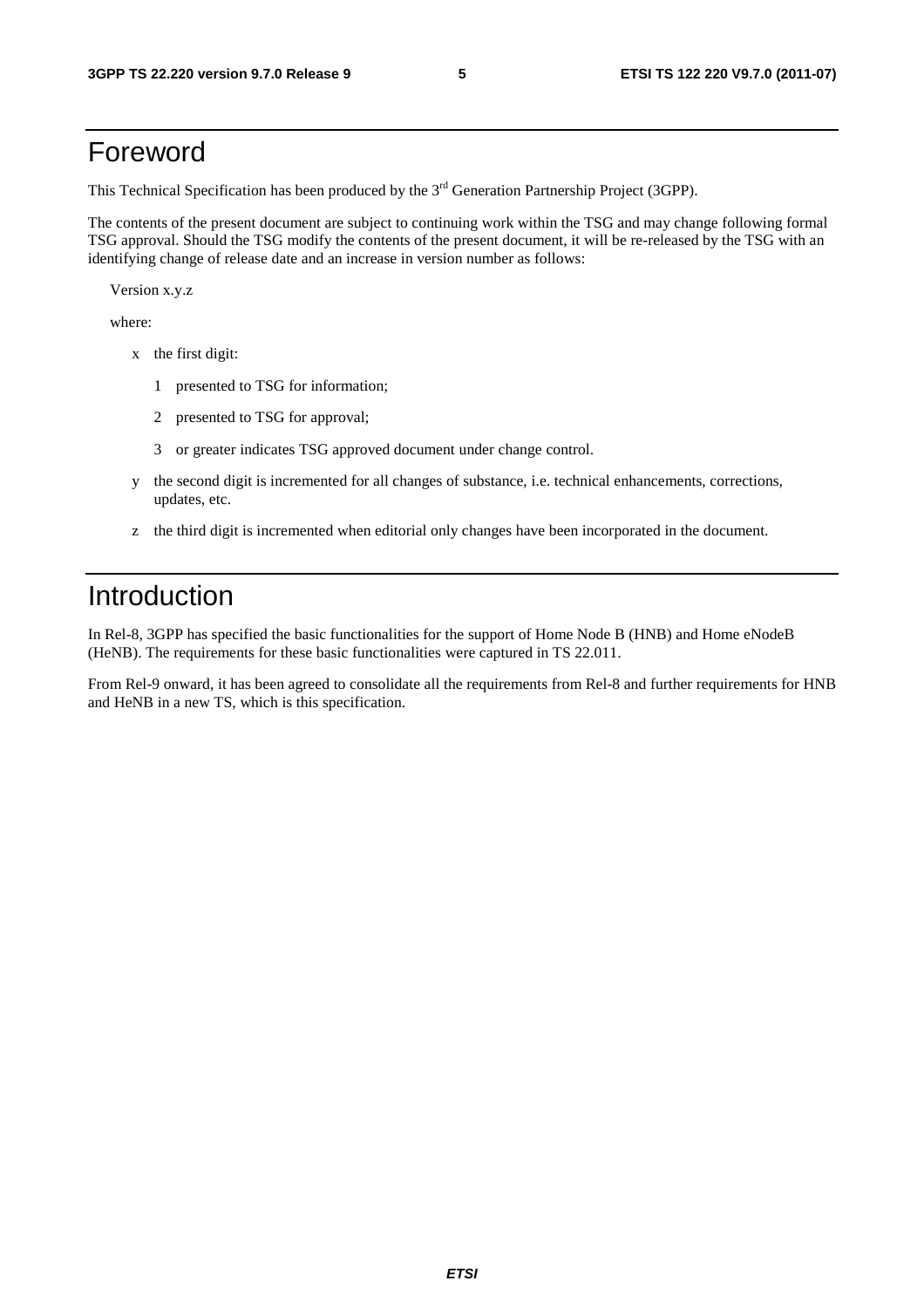# Foreword

This Technical Specification has been produced by the 3rd Generation Partnership Project (3GPP).

The contents of the present document are subject to continuing work within the TSG and may change following formal TSG approval. Should the TSG modify the contents of the present document, it will be re-released by the TSG with an identifying change of release date and an increase in version number as follows:

Version x.y.z

where:

- x the first digit:
  - 1 presented to TSG for information;
  - 2 presented to TSG for approval;
  - 3 or greater indicates TSG approved document under change control.
- y the second digit is incremented for all changes of substance, i.e. technical enhancements, corrections, updates, etc.
- z the third digit is incremented when editorial only changes have been incorporated in the document.

# Introduction

In Rel-8, 3GPP has specified the basic functionalities for the support of Home Node B (HNB) and Home eNodeB (HeNB). The requirements for these basic functionalities were captured in TS 22.011.

From Rel-9 onward, it has been agreed to consolidate all the requirements from Rel-8 and further requirements for HNB and HeNB in a new TS, which is this specification.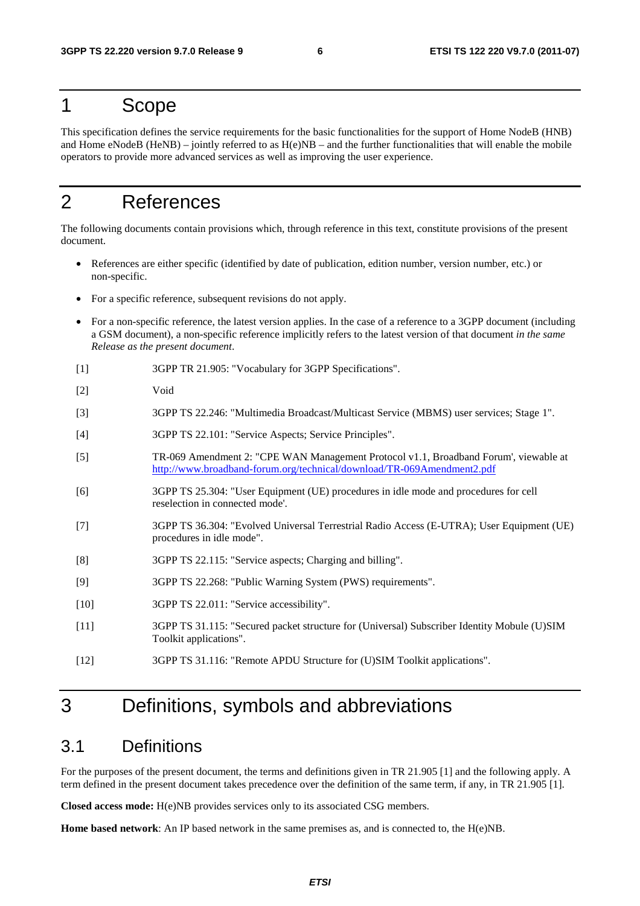# 1 Scope

This specification defines the service requirements for the basic functionalities for the support of Home NodeB (HNB) and Home eNodeB (HeNB) – jointly referred to as H(e)NB – and the further functionalities that will enable the mobile operators to provide more advanced services as well as improving the user experience.

# 2 References

The following documents contain provisions which, through reference in this text, constitute provisions of the present document.

- References are either specific (identified by date of publication, edition number, version number, etc.) or non-specific.
- For a specific reference, subsequent revisions do not apply.
- For a non-specific reference, the latest version applies. In the case of a reference to a 3GPP document (including a GSM document), a non-specific reference implicitly refers to the latest version of that document *in the same Release as the present document*.

[1] 3GPP TR 21.905: "Vocabulary for 3GPP Specifications".

[2] Void

[3] 3GPP TS 22.246: "Multimedia Broadcast/Multicast Service (MBMS) user services; Stage 1".

[4] 3GPP TS 22.101: "Service Aspects; Service Principles".

[5] TR-069 Amendment 2: "CPE WAN Management Protocol v1.1, Broadband Forum', viewable at http://www.broadband-forum.org/technical/download/TR-069Amendment2.pdf

[6] 3GPP TS 25.304: "User Equipment (UE) procedures in idle mode and procedures for cell reselection in connected mode'.

[7] 3GPP TS 36.304: "Evolved Universal Terrestrial Radio Access (E-UTRA); User Equipment (UE) procedures in idle mode".

[8] 3GPP TS 22.115: "Service aspects; Charging and billing".

[9] 3GPP TS 22.268: "Public Warning System (PWS) requirements".

[10] 3GPP TS 22.011: "Service accessibility".

[11] 3GPP TS 31.115: "Secured packet structure for (Universal) Subscriber Identity Mobule (U)SIM Toolkit applications".

[12] 3GPP TS 31.116: "Remote APDU Structure for (U)SIM Toolkit applications".

# 3 Definitions, symbols and abbreviations

## 3.1 Definitions

For the purposes of the present document, the terms and definitions given in TR 21.905 [1] and the following apply. A term defined in the present document takes precedence over the definition of the same term, if any, in TR 21.905 [1].

**Closed access mode:** H(e)NB provides services only to its associated CSG members.

**Home based network**: An IP based network in the same premises as, and is connected to, the H(e)NB.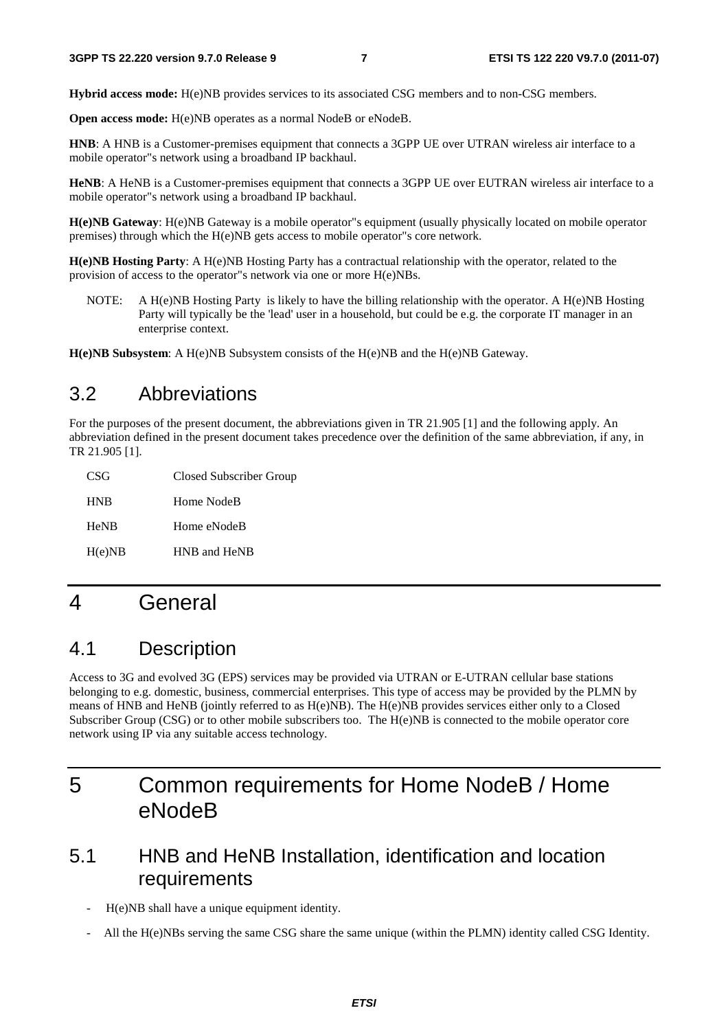**Hybrid access mode:** H(e)NB provides services to its associated CSG members and to non-CSG members.

**Open access mode:** H(e)NB operates as a normal NodeB or eNodeB.

**HNB**: A HNB is a Customer-premises equipment that connects a 3GPP UE over UTRAN wireless air interface to a mobile operator"s network using a broadband IP backhaul.

**HeNB**: A HeNB is a Customer-premises equipment that connects a 3GPP UE over EUTRAN wireless air interface to a mobile operator"s network using a broadband IP backhaul.

**H(e)NB Gateway**: H(e)NB Gateway is a mobile operator"s equipment (usually physically located on mobile operator premises) through which the H(e)NB gets access to mobile operator"s core network.

**H(e)NB Hosting Party**: A H(e)NB Hosting Party has a contractual relationship with the operator, related to the provision of access to the operator"s network via one or more H(e)NBs.

NOTE: A H(e)NB Hosting Party is likely to have the billing relationship with the operator. A H(e)NB Hosting Party will typically be the 'lead' user in a household, but could be e.g. the corporate IT manager in an enterprise context.

**H(e)NB Subsystem**: A H(e)NB Subsystem consists of the H(e)NB and the H(e)NB Gateway.

## 3.2 Abbreviations

For the purposes of the present document, the abbreviations given in TR 21.905 [1] and the following apply. An abbreviation defined in the present document takes precedence over the definition of the same abbreviation, if any, in TR 21.905 [1].

CSG Closed Subscriber Group

HNB Home NodeB

HeNB Home eNodeB

H(e)NB HNB and HeNB

# 4 General

## 4.1 Description

Access to 3G and evolved 3G (EPS) services may be provided via UTRAN or E-UTRAN cellular base stations belonging to e.g. domestic, business, commercial enterprises. This type of access may be provided by the PLMN by means of HNB and HeNB (jointly referred to as H(e)NB). The H(e)NB provides services either only to a Closed Subscriber Group (CSG) or to other mobile subscribers too. The H(e)NB is connected to the mobile operator core network using IP via any suitable access technology.

# 5 Common requirements for Home NodeB / Home eNodeB

## 5.1 HNB and HeNB Installation, identification and location requirements

- H(e)NB shall have a unique equipment identity.
- All the H(e)NBs serving the same CSG share the same unique (within the PLMN) identity called CSG Identity.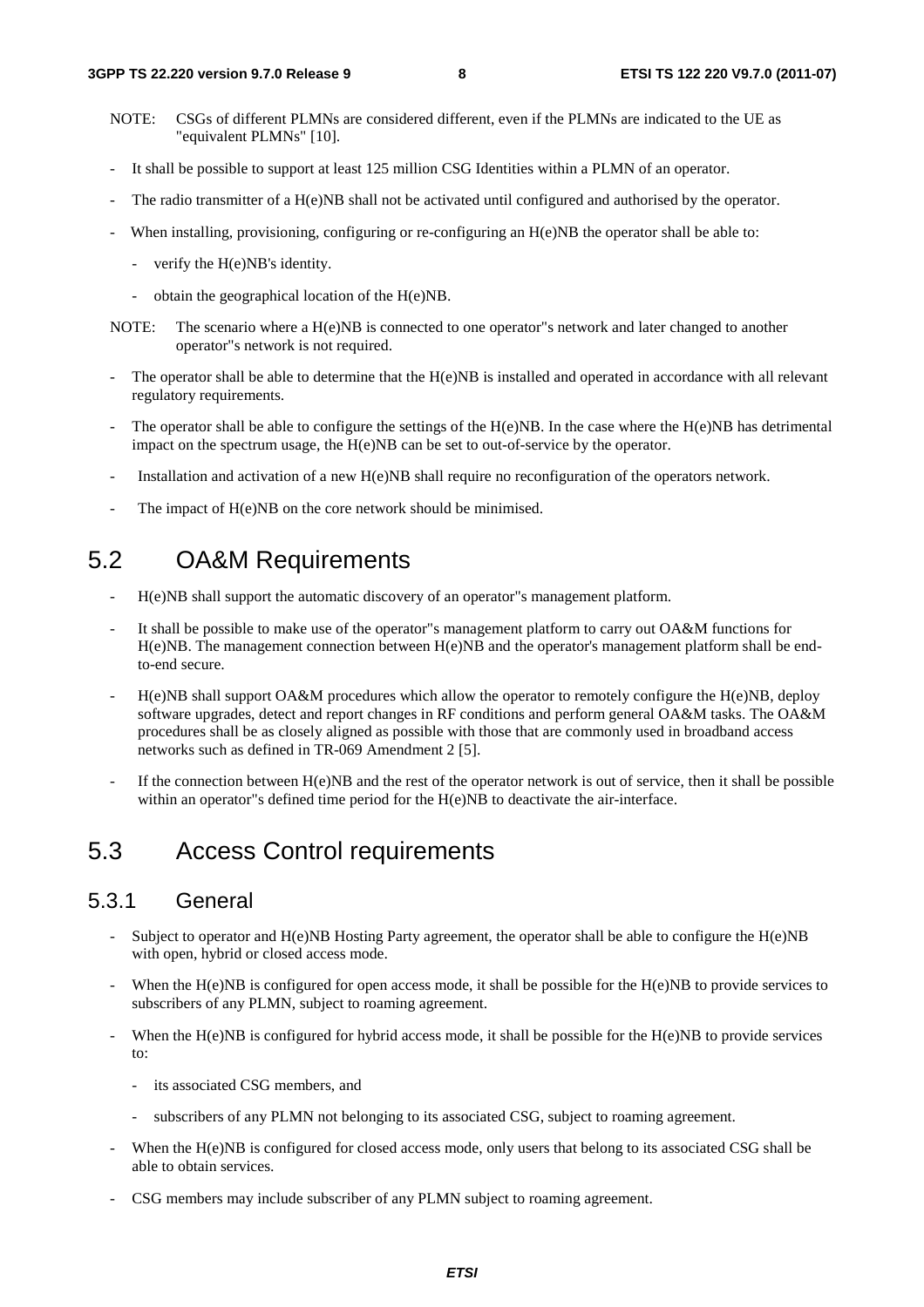NOTE: CSGs of different PLMNs are considered different, even if the PLMNs are indicated to the UE as "equivalent PLMNs" [10].

- It shall be possible to support at least 125 million CSG Identities within a PLMN of an operator.
- The radio transmitter of a H(e)NB shall not be activated until configured and authorised by the operator.
- When installing, provisioning, configuring or re-configuring an H(e)NB the operator shall be able to:
  - verify the H(e)NB's identity.
  - obtain the geographical location of the H(e)NB.

NOTE: The scenario where a H(e)NB is connected to one operator"s network and later changed to another operator"s network is not required.

- The operator shall be able to determine that the H(e)NB is installed and operated in accordance with all relevant regulatory requirements.
- The operator shall be able to configure the settings of the H(e)NB. In the case where the H(e)NB has detrimental impact on the spectrum usage, the H(e)NB can be set to out-of-service by the operator.
- Installation and activation of a new H(e)NB shall require no reconfiguration of the operators network.
- The impact of H(e)NB on the core network should be minimised.

## 5.2 OA&M Requirements

- H(e)NB shall support the automatic discovery of an operator"s management platform.
- It shall be possible to make use of the operator"s management platform to carry out OA&M functions for H(e)NB. The management connection between H(e)NB and the operator's management platform shall be end-to-end secure.
- H(e)NB shall support OA&M procedures which allow the operator to remotely configure the H(e)NB, deploy software upgrades, detect and report changes in RF conditions and perform general OA&M tasks. The OA&M procedures shall be as closely aligned as possible with those that are commonly used in broadband access networks such as defined in TR-069 Amendment 2 [5].
- If the connection between H(e)NB and the rest of the operator network is out of service, then it shall be possible within an operator"s defined time period for the H(e)NB to deactivate the air-interface.

## 5.3 Access Control requirements

### 5.3.1 General

- Subject to operator and H(e)NB Hosting Party agreement, the operator shall be able to configure the H(e)NB with open, hybrid or closed access mode.
- When the H(e)NB is configured for open access mode, it shall be possible for the H(e)NB to provide services to subscribers of any PLMN, subject to roaming agreement.
- When the H(e)NB is configured for hybrid access mode, it shall be possible for the H(e)NB to provide services to:
  - its associated CSG members, and
  - subscribers of any PLMN not belonging to its associated CSG, subject to roaming agreement.
- When the H(e)NB is configured for closed access mode, only users that belong to its associated CSG shall be able to obtain services.
- CSG members may include subscriber of any PLMN subject to roaming agreement.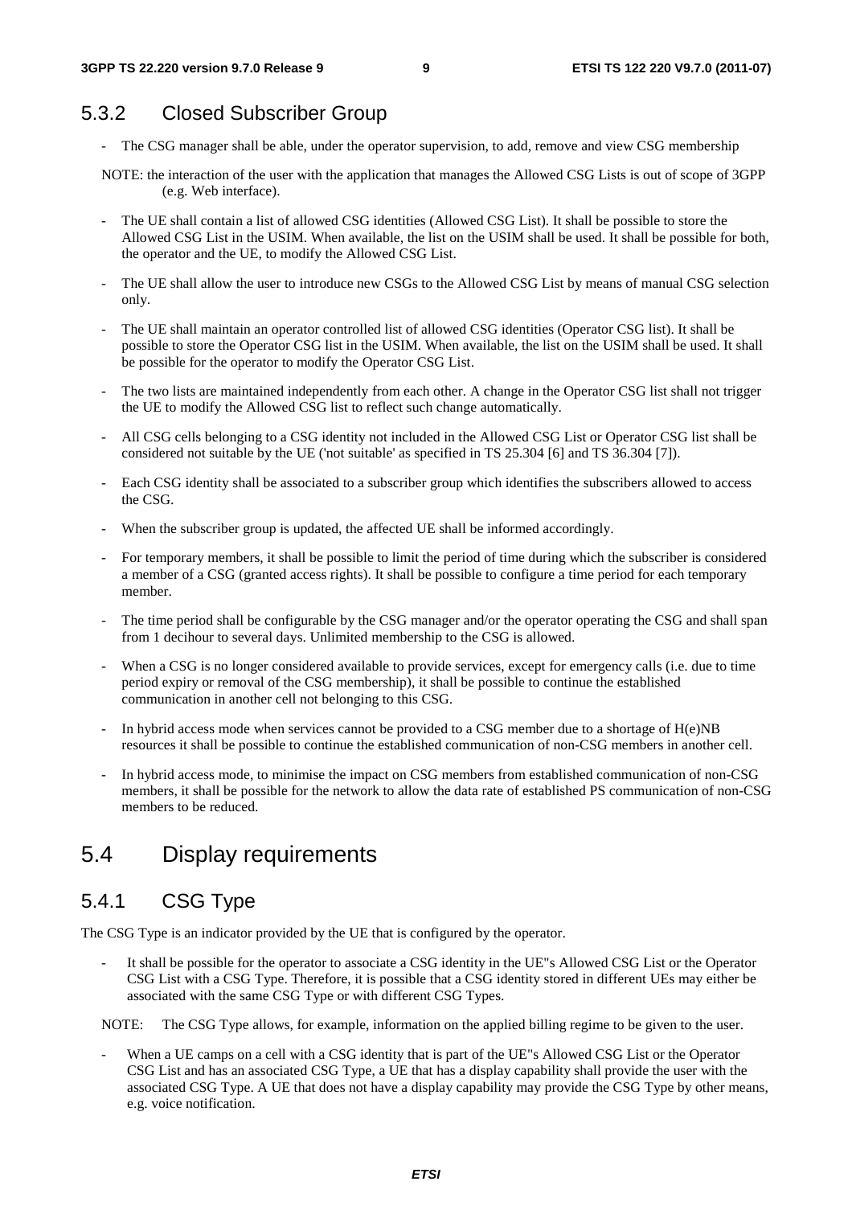### 5.3.2 Closed Subscriber Group

- The CSG manager shall be able, under the operator supervision, to add, remove and view CSG membership

NOTE: the interaction of the user with the application that manages the Allowed CSG Lists is out of scope of 3GPP (e.g. Web interface).

- The UE shall contain a list of allowed CSG identities (Allowed CSG List). It shall be possible to store the Allowed CSG List in the USIM. When available, the list on the USIM shall be used. It shall be possible for both, the operator and the UE, to modify the Allowed CSG List.
- The UE shall allow the user to introduce new CSGs to the Allowed CSG List by means of manual CSG selection only.
- The UE shall maintain an operator controlled list of allowed CSG identities (Operator CSG list). It shall be possible to store the Operator CSG list in the USIM. When available, the list on the USIM shall be used. It shall be possible for the operator to modify the Operator CSG List.
- The two lists are maintained independently from each other. A change in the Operator CSG list shall not trigger the UE to modify the Allowed CSG list to reflect such change automatically.
- All CSG cells belonging to a CSG identity not included in the Allowed CSG List or Operator CSG list shall be considered not suitable by the UE ('not suitable' as specified in TS 25.304 [6] and TS 36.304 [7]).
- Each CSG identity shall be associated to a subscriber group which identifies the subscribers allowed to access the CSG.
- When the subscriber group is updated, the affected UE shall be informed accordingly.
- For temporary members, it shall be possible to limit the period of time during which the subscriber is considered a member of a CSG (granted access rights). It shall be possible to configure a time period for each temporary member.
- The time period shall be configurable by the CSG manager and/or the operator operating the CSG and shall span from 1 decihour to several days. Unlimited membership to the CSG is allowed.
- When a CSG is no longer considered available to provide services, except for emergency calls (i.e. due to time period expiry or removal of the CSG membership), it shall be possible to continue the established communication in another cell not belonging to this CSG.
- In hybrid access mode when services cannot be provided to a CSG member due to a shortage of H(e)NB resources it shall be possible to continue the established communication of non-CSG members in another cell.
- In hybrid access mode, to minimise the impact on CSG members from established communication of non-CSG members, it shall be possible for the network to allow the data rate of established PS communication of non-CSG members to be reduced.

## 5.4 Display requirements

### 5.4.1 CSG Type

The CSG Type is an indicator provided by the UE that is configured by the operator.

- It shall be possible for the operator to associate a CSG identity in the UE"s Allowed CSG List or the Operator CSG List with a CSG Type. Therefore, it is possible that a CSG identity stored in different UEs may either be associated with the same CSG Type or with different CSG Types.

NOTE: The CSG Type allows, for example, information on the applied billing regime to be given to the user.

- When a UE camps on a cell with a CSG identity that is part of the UE"s Allowed CSG List or the Operator CSG List and has an associated CSG Type, a UE that has a display capability shall provide the user with the associated CSG Type. A UE that does not have a display capability may provide the CSG Type by other means, e.g. voice notification.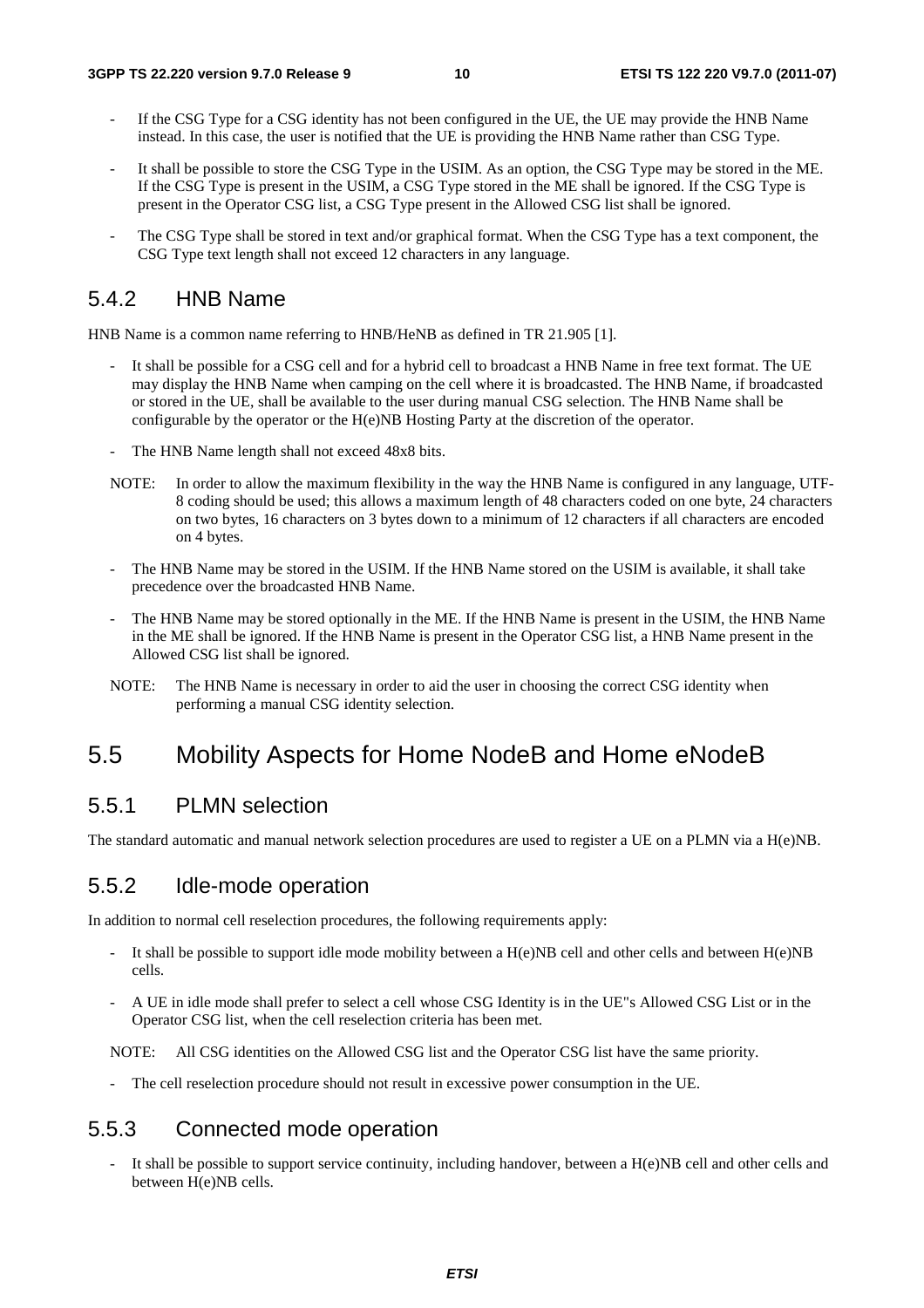- If the CSG Type for a CSG identity has not been configured in the UE, the UE may provide the HNB Name instead. In this case, the user is notified that the UE is providing the HNB Name rather than CSG Type.
- It shall be possible to store the CSG Type in the USIM. As an option, the CSG Type may be stored in the ME. If the CSG Type is present in the USIM, a CSG Type stored in the ME shall be ignored. If the CSG Type is present in the Operator CSG list, a CSG Type present in the Allowed CSG list shall be ignored.
- The CSG Type shall be stored in text and/or graphical format. When the CSG Type has a text component, the CSG Type text length shall not exceed 12 characters in any language.

### 5.4.2 HNB Name

HNB Name is a common name referring to HNB/HeNB as defined in TR 21.905 [1].

- It shall be possible for a CSG cell and for a hybrid cell to broadcast a HNB Name in free text format. The UE may display the HNB Name when camping on the cell where it is broadcasted. The HNB Name, if broadcasted or stored in the UE, shall be available to the user during manual CSG selection. The HNB Name shall be configurable by the operator or the H(e)NB Hosting Party at the discretion of the operator.
- The HNB Name length shall not exceed 48x8 bits.

NOTE: In order to allow the maximum flexibility in the way the HNB Name is configured in any language, UTF-8 coding should be used; this allows a maximum length of 48 characters coded on one byte, 24 characters on two bytes, 16 characters on 3 bytes down to a minimum of 12 characters if all characters are encoded on 4 bytes.

- The HNB Name may be stored in the USIM. If the HNB Name stored on the USIM is available, it shall take precedence over the broadcasted HNB Name.
- The HNB Name may be stored optionally in the ME. If the HNB Name is present in the USIM, the HNB Name in the ME shall be ignored. If the HNB Name is present in the Operator CSG list, a HNB Name present in the Allowed CSG list shall be ignored.

NOTE: The HNB Name is necessary in order to aid the user in choosing the correct CSG identity when performing a manual CSG identity selection.

## 5.5 Mobility Aspects for Home NodeB and Home eNodeB

### 5.5.1 PLMN selection

The standard automatic and manual network selection procedures are used to register a UE on a PLMN via a H(e)NB.

### 5.5.2 Idle-mode operation

In addition to normal cell reselection procedures, the following requirements apply:

- It shall be possible to support idle mode mobility between a H(e)NB cell and other cells and between H(e)NB cells.
- A UE in idle mode shall prefer to select a cell whose CSG Identity is in the UE"s Allowed CSG List or in the Operator CSG list, when the cell reselection criteria has been met.

NOTE: All CSG identities on the Allowed CSG list and the Operator CSG list have the same priority.

- The cell reselection procedure should not result in excessive power consumption in the UE.

### 5.5.3 Connected mode operation

- It shall be possible to support service continuity, including handover, between a H(e)NB cell and other cells and between H(e)NB cells.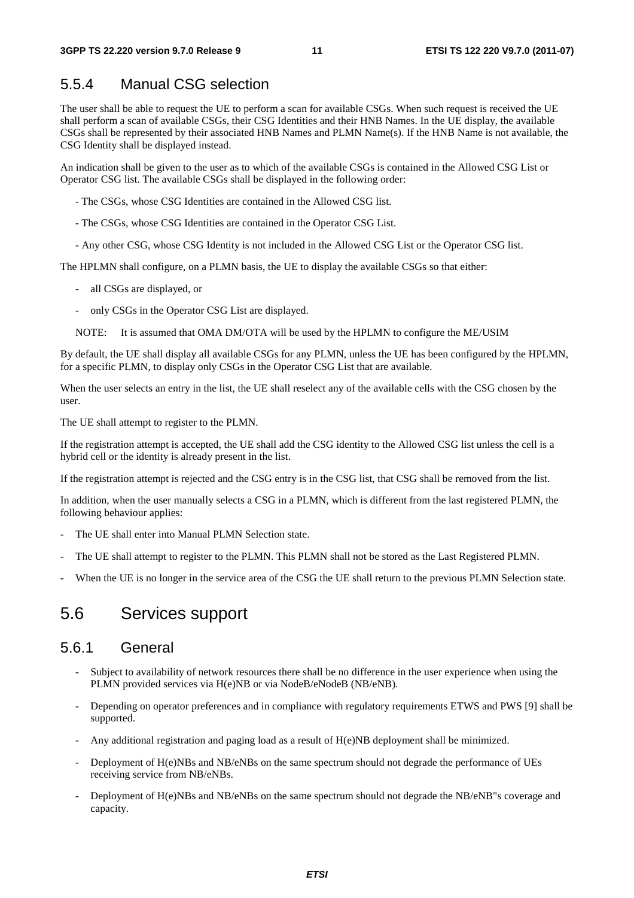### 5.5.4 Manual CSG selection

The user shall be able to request the UE to perform a scan for available CSGs. When such request is received the UE shall perform a scan of available CSGs, their CSG Identities and their HNB Names. In the UE display, the available CSGs shall be represented by their associated HNB Names and PLMN Name(s). If the HNB Name is not available, the CSG Identity shall be displayed instead.

An indication shall be given to the user as to which of the available CSGs is contained in the Allowed CSG List or Operator CSG list. The available CSGs shall be displayed in the following order:

- The CSGs, whose CSG Identities are contained in the Allowed CSG list.
- The CSGs, whose CSG Identities are contained in the Operator CSG List.
- Any other CSG, whose CSG Identity is not included in the Allowed CSG List or the Operator CSG list.

The HPLMN shall configure, on a PLMN basis, the UE to display the available CSGs so that either:

- all CSGs are displayed, or
- only CSGs in the Operator CSG List are displayed.

NOTE: It is assumed that OMA DM/OTA will be used by the HPLMN to configure the ME/USIM

By default, the UE shall display all available CSGs for any PLMN, unless the UE has been configured by the HPLMN, for a specific PLMN, to display only CSGs in the Operator CSG List that are available.

When the user selects an entry in the list, the UE shall reselect any of the available cells with the CSG chosen by the user.

The UE shall attempt to register to the PLMN.

If the registration attempt is accepted, the UE shall add the CSG identity to the Allowed CSG list unless the cell is a hybrid cell or the identity is already present in the list.

If the registration attempt is rejected and the CSG entry is in the CSG list, that CSG shall be removed from the list.

In addition, when the user manually selects a CSG in a PLMN, which is different from the last registered PLMN, the following behaviour applies:

- The UE shall enter into Manual PLMN Selection state.
- The UE shall attempt to register to the PLMN. This PLMN shall not be stored as the Last Registered PLMN.
- When the UE is no longer in the service area of the CSG the UE shall return to the previous PLMN Selection state.

## 5.6 Services support

### 5.6.1 General

- Subject to availability of network resources there shall be no difference in the user experience when using the PLMN provided services via H(e)NB or via NodeB/eNodeB (NB/eNB).
- Depending on operator preferences and in compliance with regulatory requirements ETWS and PWS [9] shall be supported.
- Any additional registration and paging load as a result of H(e)NB deployment shall be minimized.
- Deployment of H(e)NBs and NB/eNBs on the same spectrum should not degrade the performance of UEs receiving service from NB/eNBs.
- Deployment of H(e)NBs and NB/eNBs on the same spectrum should not degrade the NB/eNB"s coverage and capacity.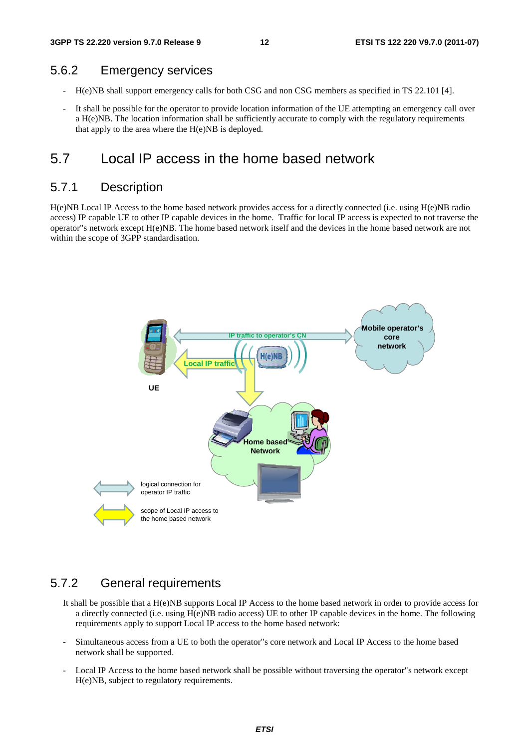### 5.6.2 Emergency services

- H(e)NB shall support emergency calls for both CSG and non CSG members as specified in TS 22.101 [4].
- It shall be possible for the operator to provide location information of the UE attempting an emergency call over a H(e)NB. The location information shall be sufficiently accurate to comply with the regulatory requirements that apply to the area where the H(e)NB is deployed.

## 5.7 Local IP access in the home based network

### 5.7.1 Description

H(e)NB Local IP Access to the home based network provides access for a directly connected (i.e. using H(e)NB radio access) IP capable UE to other IP capable devices in the home. Traffic for local IP access is expected to not traverse the operator''s network except H(e)NB. The home based network itself and the devices in the home based network are not within the scope of 3GPP standardisation.

### 5.7.2 General requirements

It shall be possible that a H(e)NB supports Local IP Access to the home based network in order to provide access for a directly connected (i.e. using H(e)NB radio access) UE to other IP capable devices in the home. The following requirements apply to support Local IP access to the home based network:

- Simultaneous access from a UE to both the operator''s core network and Local IP Access to the home based network shall be supported.
- Local IP Access to the home based network shall be possible without traversing the operator''s network except H(e)NB, subject to regulatory requirements.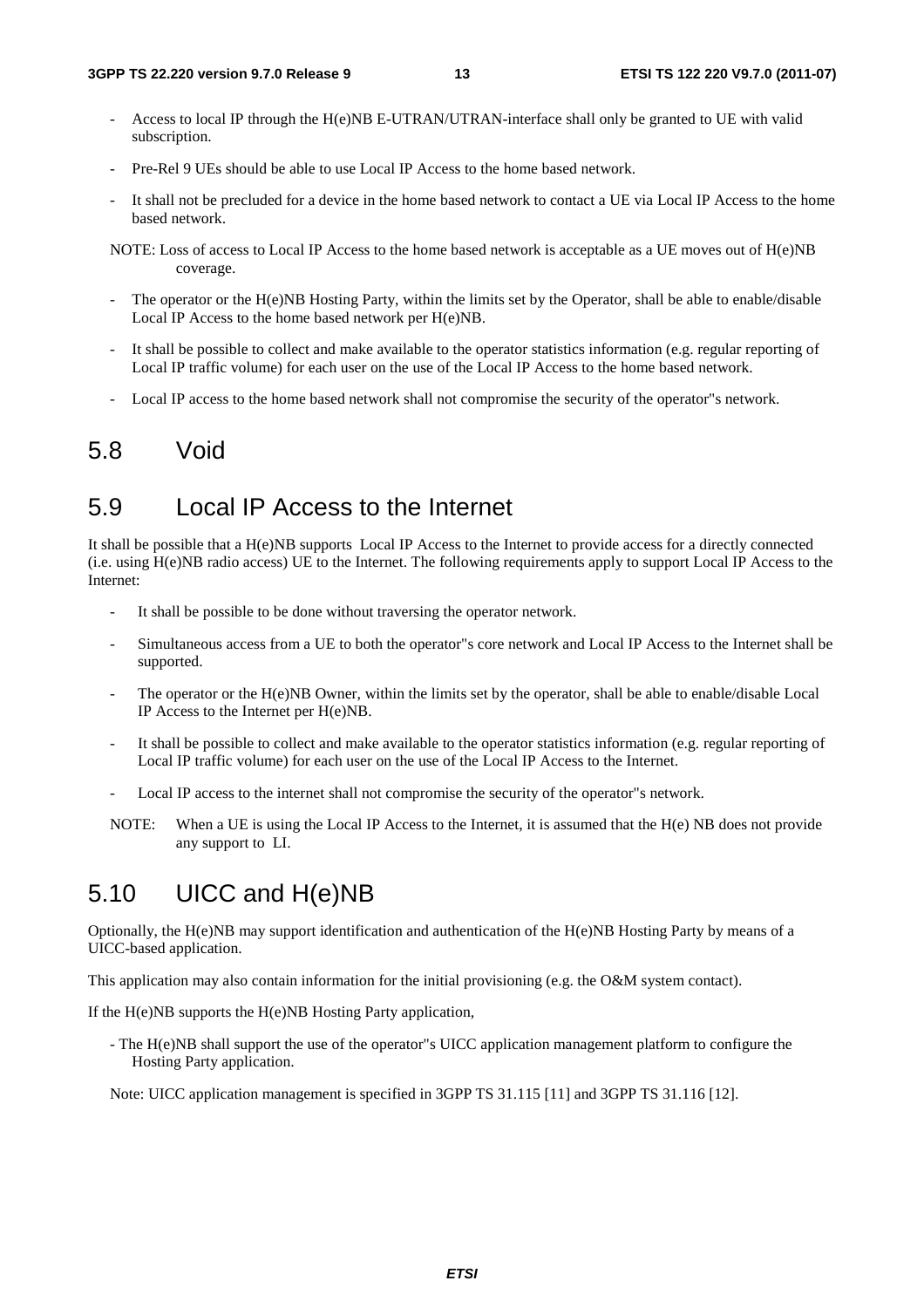- Access to local IP through the H(e)NB E-UTRAN/UTRAN-interface shall only be granted to UE with valid subscription.
- Pre-Rel 9 UEs should be able to use Local IP Access to the home based network.
- It shall not be precluded for a device in the home based network to contact a UE via Local IP Access to the home based network.

NOTE: Loss of access to Local IP Access to the home based network is acceptable as a UE moves out of H(e)NB coverage.

- The operator or the H(e)NB Hosting Party, within the limits set by the Operator, shall be able to enable/disable Local IP Access to the home based network per H(e)NB.
- It shall be possible to collect and make available to the operator statistics information (e.g. regular reporting of Local IP traffic volume) for each user on the use of the Local IP Access to the home based network.
- Local IP access to the home based network shall not compromise the security of the operator"s network.

# 5.8 Void

# 5.9 Local IP Access to the Internet

It shall be possible that a H(e)NB supports Local IP Access to the Internet to provide access for a directly connected (i.e. using H(e)NB radio access) UE to the Internet. The following requirements apply to support Local IP Access to the Internet:

- It shall be possible to be done without traversing the operator network.
- Simultaneous access from a UE to both the operator"s core network and Local IP Access to the Internet shall be supported.
- The operator or the H(e)NB Owner, within the limits set by the operator, shall be able to enable/disable Local IP Access to the Internet per H(e)NB.
- It shall be possible to collect and make available to the operator statistics information (e.g. regular reporting of Local IP traffic volume) for each user on the use of the Local IP Access to the Internet.
- Local IP access to the internet shall not compromise the security of the operator"s network.

NOTE: When a UE is using the Local IP Access to the Internet, it is assumed that the H(e) NB does not provide any support to LI.

# 5.10 UICC and H(e)NB

Optionally, the H(e)NB may support identification and authentication of the H(e)NB Hosting Party by means of a UICC-based application.

This application may also contain information for the initial provisioning (e.g. the O&M system contact).

If the H(e)NB supports the H(e)NB Hosting Party application,

- The H(e)NB shall support the use of the operator"s UICC application management platform to configure the Hosting Party application.

Note: UICC application management is specified in 3GPP TS 31.115 [11] and 3GPP TS 31.116 [12].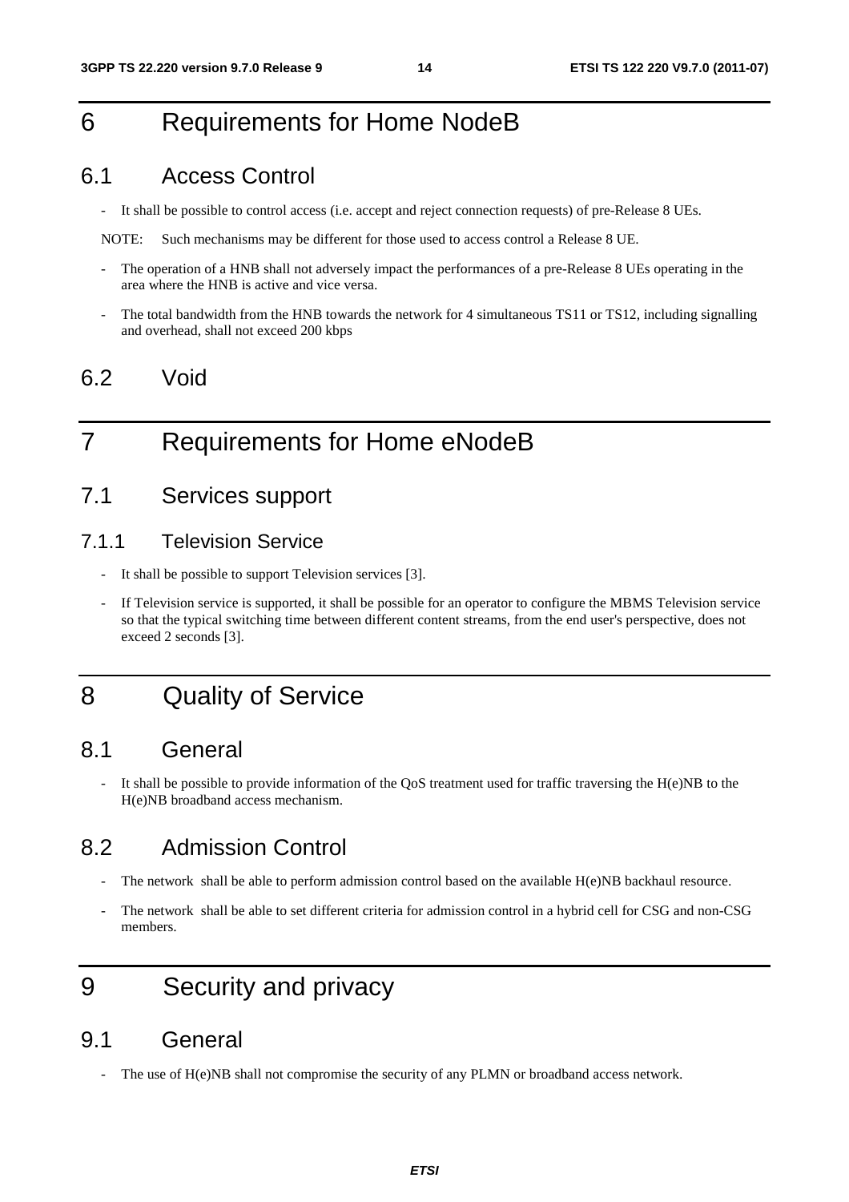# 6 Requirements for Home NodeB

## 6.1 Access Control

- It shall be possible to control access (i.e. accept and reject connection requests) of pre-Release 8 UEs.

NOTE: Such mechanisms may be different for those used to access control a Release 8 UE.

- The operation of a HNB shall not adversely impact the performances of a pre-Release 8 UEs operating in the area where the HNB is active and vice versa.
- The total bandwidth from the HNB towards the network for 4 simultaneous TS11 or TS12, including signalling and overhead, shall not exceed 200 kbps

## 6.2 Void

# 7 Requirements for Home eNodeB

## 7.1 Services support

### 7.1.1 Television Service

- It shall be possible to support Television services [3].
- If Television service is supported, it shall be possible for an operator to configure the MBMS Television service so that the typical switching time between different content streams, from the end user's perspective, does not exceed 2 seconds [3].

# 8 Quality of Service

## 8.1 General

- It shall be possible to provide information of the QoS treatment used for traffic traversing the H(e)NB to the H(e)NB broadband access mechanism.

## 8.2 Admission Control

- The network shall be able to perform admission control based on the available H(e)NB backhaul resource.
- The network shall be able to set different criteria for admission control in a hybrid cell for CSG and non-CSG members.

# 9 Security and privacy

## 9.1 General

- The use of H(e)NB shall not compromise the security of any PLMN or broadband access network.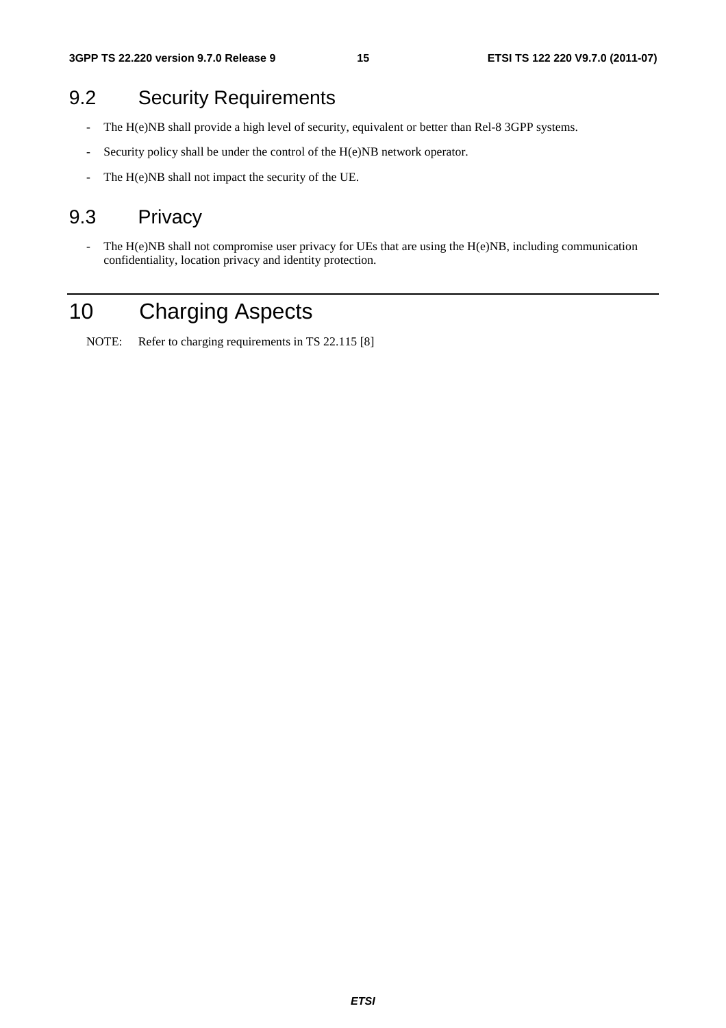## 9.2 Security Requirements

- The H(e)NB shall provide a high level of security, equivalent or better than Rel-8 3GPP systems.
- Security policy shall be under the control of the H(e)NB network operator.
- The H(e)NB shall not impact the security of the UE.

## 9.3 Privacy

- The H(e)NB shall not compromise user privacy for UEs that are using the H(e)NB, including communication confidentiality, location privacy and identity protection.

# 10 Charging Aspects

NOTE: Refer to charging requirements in TS 22.115 [8]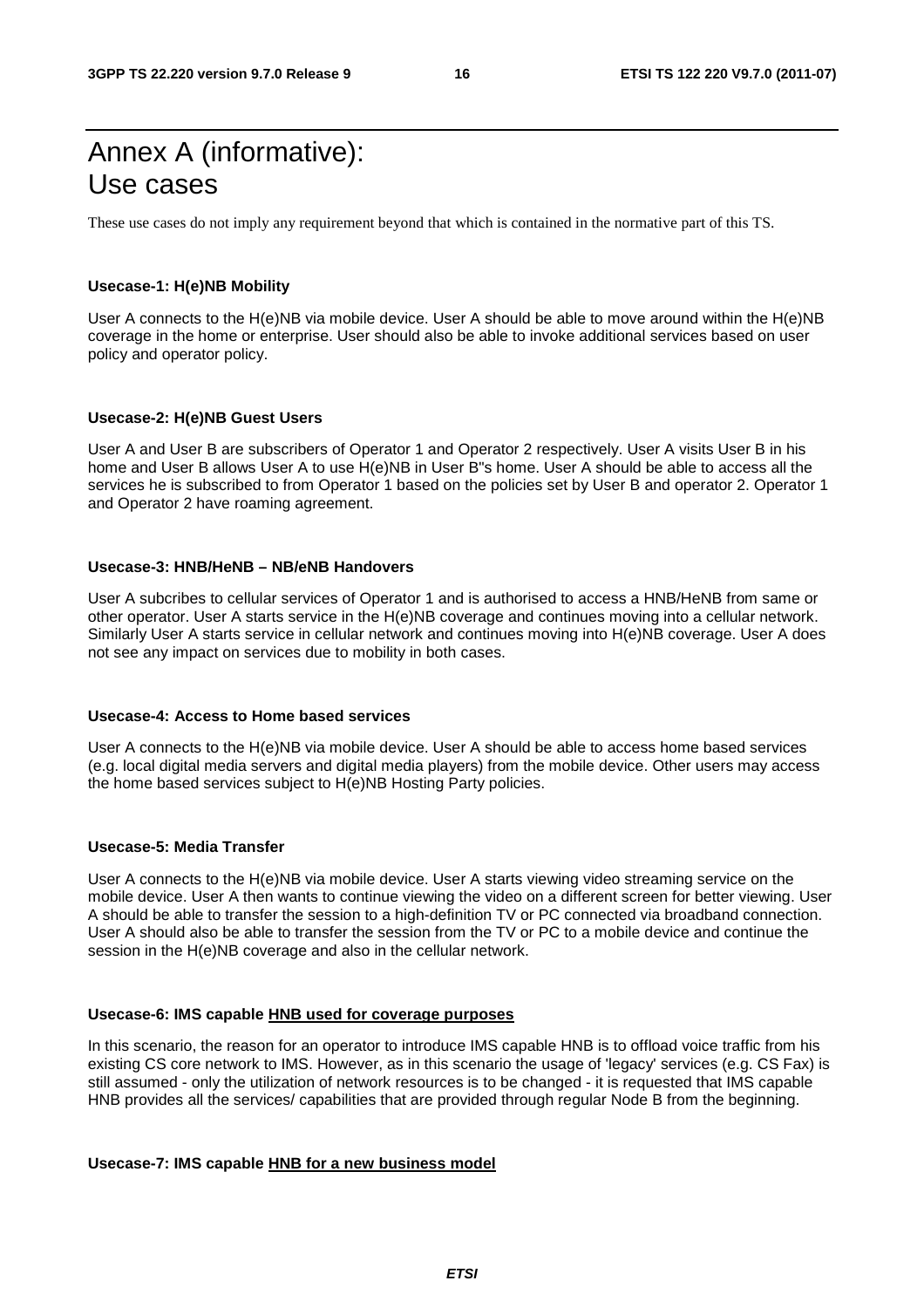# Annex A (informative): Use cases

These use cases do not imply any requirement beyond that which is contained in the normative part of this TS.

**Usecase-1: H(e)NB Mobility**

User A connects to the H(e)NB via mobile device. User A should be able to move around within the H(e)NB coverage in the home or enterprise. User should also be able to invoke additional services based on user policy and operator policy.

**Usecase-2: H(e)NB Guest Users**

User A and User B are subscribers of Operator 1 and Operator 2 respectively. User A visits User B in his home and User B allows User A to use H(e)NB in User B"s home. User A should be able to access all the services he is subscribed to from Operator 1 based on the policies set by User B and operator 2. Operator 1 and Operator 2 have roaming agreement.

**Usecase-3: HNB/HeNB – NB/eNB Handovers**

User A subcribes to cellular services of Operator 1 and is authorised to access a HNB/HeNB from same or other operator. User A starts service in the H(e)NB coverage and continues moving into a cellular network. Similarly User A starts service in cellular network and continues moving into H(e)NB coverage. User A does not see any impact on services due to mobility in both cases.

**Usecase-4: Access to Home based services**

User A connects to the H(e)NB via mobile device. User A should be able to access home based services (e.g. local digital media servers and digital media players) from the mobile device. Other users may access the home based services subject to H(e)NB Hosting Party policies.

**Usecase-5: Media Transfer**

User A connects to the H(e)NB via mobile device. User A starts viewing video streaming service on the mobile device. User A then wants to continue viewing the video on a different screen for better viewing. User A should be able to transfer the session to a high-definition TV or PC connected via broadband connection. User A should also be able to transfer the session from the TV or PC to a mobile device and continue the session in the H(e)NB coverage and also in the cellular network.

**Usecase-6: IMS capable <u>HNB used for coverage purposes</u>**

In this scenario, the reason for an operator to introduce IMS capable HNB is to offload voice traffic from his existing CS core network to IMS. However, as in this scenario the usage of 'legacy' services (e.g. CS Fax) is still assumed - only the utilization of network resources is to be changed - it is requested that IMS capable HNB provides all the services/ capabilities that are provided through regular Node B from the beginning.

**Usecase-7: IMS capable <u>HNB for a new business model</u>**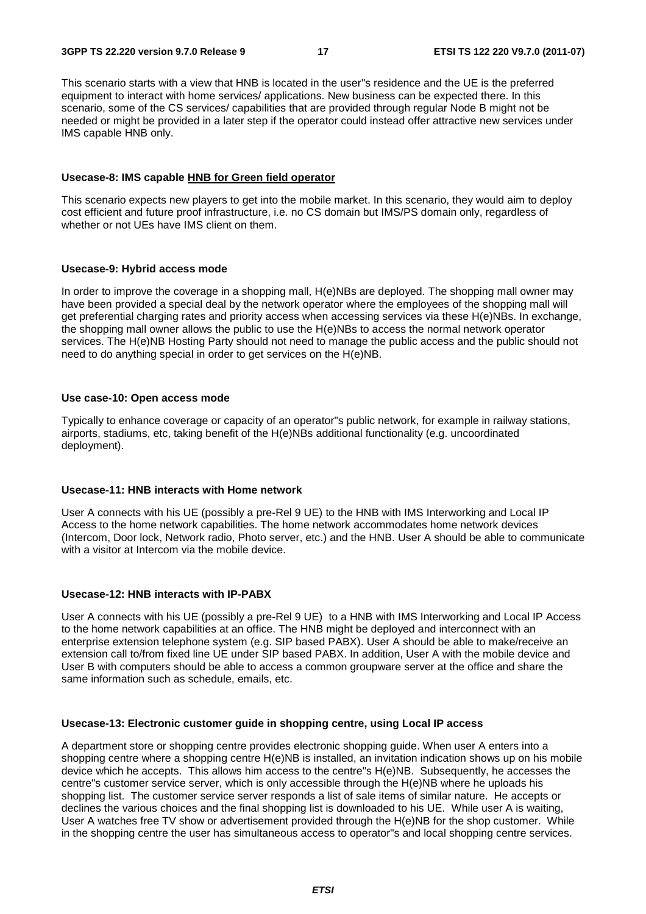This scenario starts with a view that HNB is located in the user"s residence and the UE is the preferred equipment to interact with home services/ applications. New business can be expected there. In this scenario, some of the CS services/ capabilities that are provided through regular Node B might not be needed or might be provided in a later step if the operator could instead offer attractive new services under IMS capable HNB only.

**Usecase-8: IMS capable HNB for Green field operator**

This scenario expects new players to get into the mobile market. In this scenario, they would aim to deploy cost efficient and future proof infrastructure, i.e. no CS domain but IMS/PS domain only, regardless of whether or not UEs have IMS client on them.

**Usecase-9: Hybrid access mode**

In order to improve the coverage in a shopping mall, H(e)NBs are deployed. The shopping mall owner may have been provided a special deal by the network operator where the employees of the shopping mall will get preferential charging rates and priority access when accessing services via these H(e)NBs. In exchange, the shopping mall owner allows the public to use the H(e)NBs to access the normal network operator services. The H(e)NB Hosting Party should not need to manage the public access and the public should not need to do anything special in order to get services on the H(e)NB.

**Use case-10: Open access mode**

Typically to enhance coverage or capacity of an operator"s public network, for example in railway stations, airports, stadiums, etc, taking benefit of the H(e)NBs additional functionality (e.g. uncoordinated deployment).

**Usecase-11: HNB interacts with Home network**

User A connects with his UE (possibly a pre-Rel 9 UE) to the HNB with IMS Interworking and Local IP Access to the home network capabilities. The home network accommodates home network devices (Intercom, Door lock, Network radio, Photo server, etc.) and the HNB. User A should be able to communicate with a visitor at Intercom via the mobile device.

**Usecase-12: HNB interacts with IP-PABX**

User A connects with his UE (possibly a pre-Rel 9 UE) to a HNB with IMS Interworking and Local IP Access to the home network capabilities at an office. The HNB might be deployed and interconnect with an enterprise extension telephone system (e.g. SIP based PABX). User A should be able to make/receive an extension call to/from fixed line UE under SIP based PABX. In addition, User A with the mobile device and User B with computers should be able to access a common groupware server at the office and share the same information such as schedule, emails, etc.

**Usecase-13: Electronic customer guide in shopping centre, using Local IP access**

A department store or shopping centre provides electronic shopping guide. When user A enters into a shopping centre where a shopping centre H(e)NB is installed, an invitation indication shows up on his mobile device which he accepts. This allows him access to the centre"s H(e)NB. Subsequently, he accesses the centre"s customer service server, which is only accessible through the H(e)NB where he uploads his shopping list. The customer service server responds a list of sale items of similar nature. He accepts or declines the various choices and the final shopping list is downloaded to his UE. While user A is waiting, User A watches free TV show or advertisement provided through the H(e)NB for the shop customer. While in the shopping centre the user has simultaneous access to operator"s and local shopping centre services.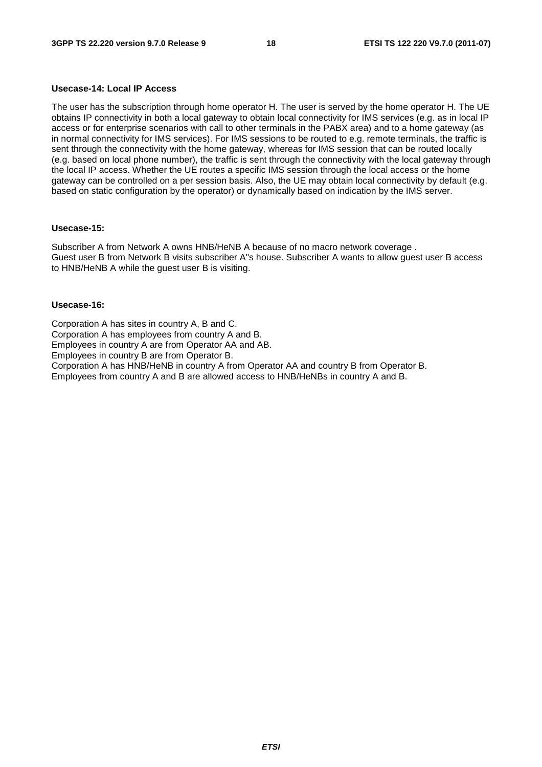**Usecase-14: Local IP Access**

The user has the subscription through home operator H. The user is served by the home operator H. The UE obtains IP connectivity in both a local gateway to obtain local connectivity for IMS services (e.g. as in local IP access or for enterprise scenarios with call to other terminals in the PABX area) and to a home gateway (as in normal connectivity for IMS services). For IMS sessions to be routed to e.g. remote terminals, the traffic is sent through the connectivity with the home gateway, whereas for IMS session that can be routed locally (e.g. based on local phone number), the traffic is sent through the connectivity with the local gateway through the local IP access. Whether the UE routes a specific IMS session through the local access or the home gateway can be controlled on a per session basis. Also, the UE may obtain local connectivity by default (e.g. based on static configuration by the operator) or dynamically based on indication by the IMS server.

**Usecase-15:**

Subscriber A from Network A owns HNB/HeNB A because of no macro network coverage .
Guest user B from Network B visits subscriber A"s house. Subscriber A wants to allow guest user B access to HNB/HeNB A while the guest user B is visiting.

**Usecase-16:**

Corporation A has sites in country A, B and C.
Corporation A has employees from country A and B.
Employees in country A are from Operator AA and AB.
Employees in country B are from Operator B.
Corporation A has HNB/HeNB in country A from Operator AA and country B from Operator B.
Employees from country A and B are allowed access to HNB/HeNBs in country A and B.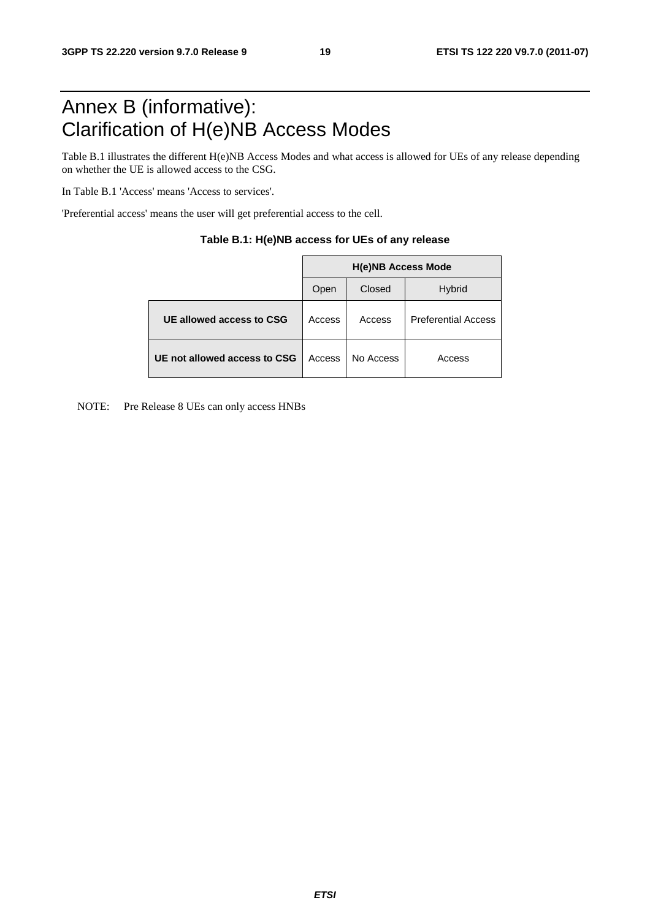# Annex B (informative): Clarification of H(e)NB Access Modes

Table B.1 illustrates the different H(e)NB Access Modes and what access is allowed for UEs of any release depending on whether the UE is allowed access to the CSG.

In Table B.1 'Access' means 'Access to services'.

'Preferential access' means the user will get preferential access to the cell.

**Table B.1: H(e)NB access for UEs of any release**

| | H(e)NB Access Mode | | |
|---|---|---|---|
| | Open | Closed | Hybrid |
| **UE allowed access to CSG** | Access | Access | Preferential Access |
| **UE not allowed access to CSG** | Access | No Access | Access |

NOTE: Pre Release 8 UEs can only access HNBs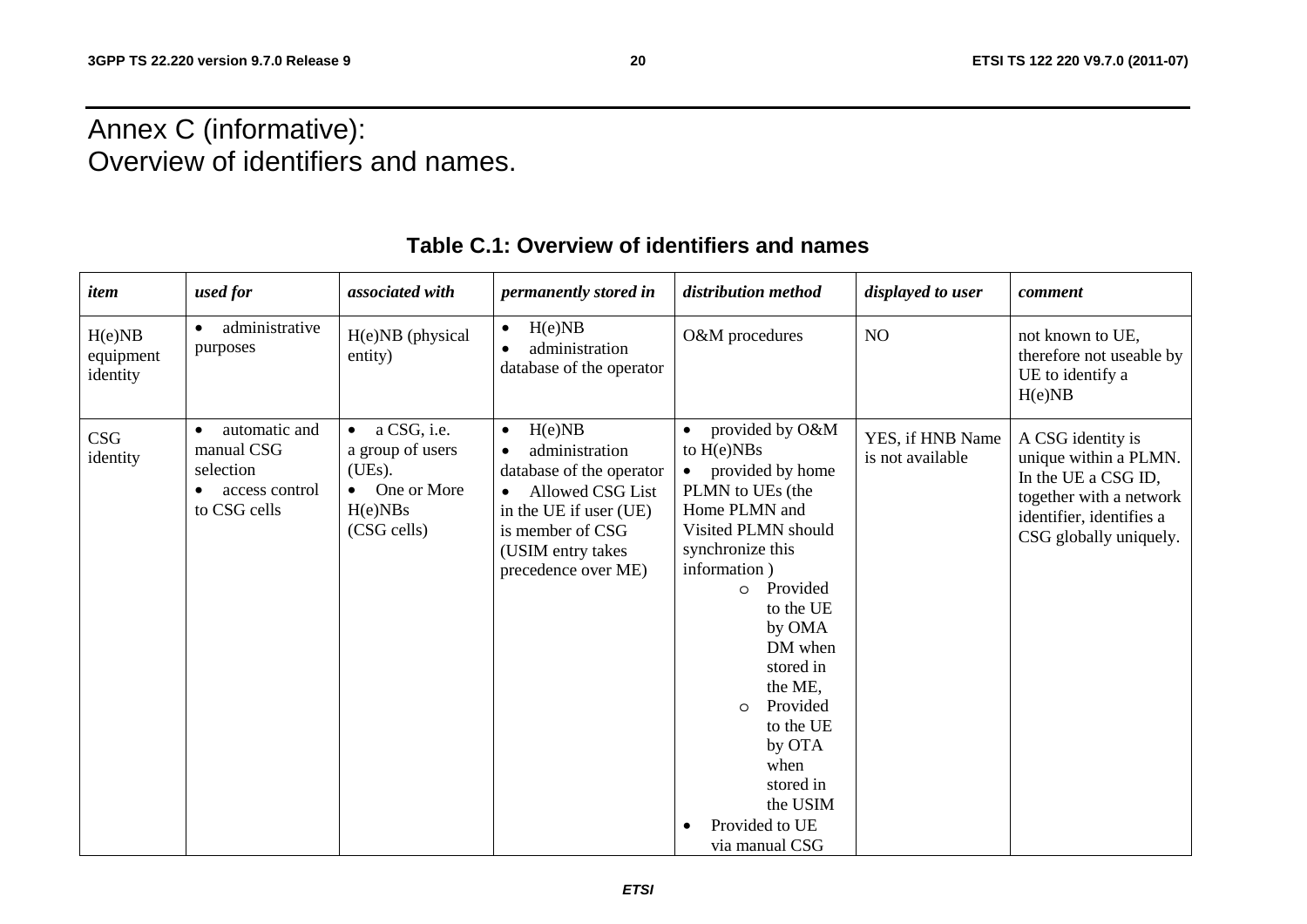# Annex C (informative): Overview of identifiers and names.

**Table C.1: Overview of identifiers and names**

| *item* | *used for* | *associated with* | *permanently stored in* | *distribution method* | *displayed to user* | *comment* |
|---|---|---|---|---|---|---|
| H(e)NB equipment identity | • administrative purposes | H(e)NB (physical entity) | • H(e)NB<br>• administration database of the operator | O&M procedures | NO | not known to UE, therefore not useable by UE to identify a H(e)NB |
| CSG identity | • automatic and manual CSG selection<br>• access control to CSG cells | • a CSG, i.e. a group of users (UEs).<br>• One or More H(e)NBs (CSG cells) | • H(e)NB<br>• administration database of the operator<br>• Allowed CSG List in the UE if user (UE) is member of CSG (USIM entry takes precedence over ME) | • provided by O&M to H(e)NBs<br>• provided by home PLMN to UEs (the Home PLMN and Visited PLMN should synchronize this information )<br>o Provided to the UE by OMA DM when stored in the ME,<br>o Provided to the UE by OTA when stored in the USIM<br>• Provided to UE via manual CSG | YES, if HNB Name is not available | A CSG identity is unique within a PLMN. In the UE a CSG ID, together with a network identifier, identifies a CSG globally uniquely. |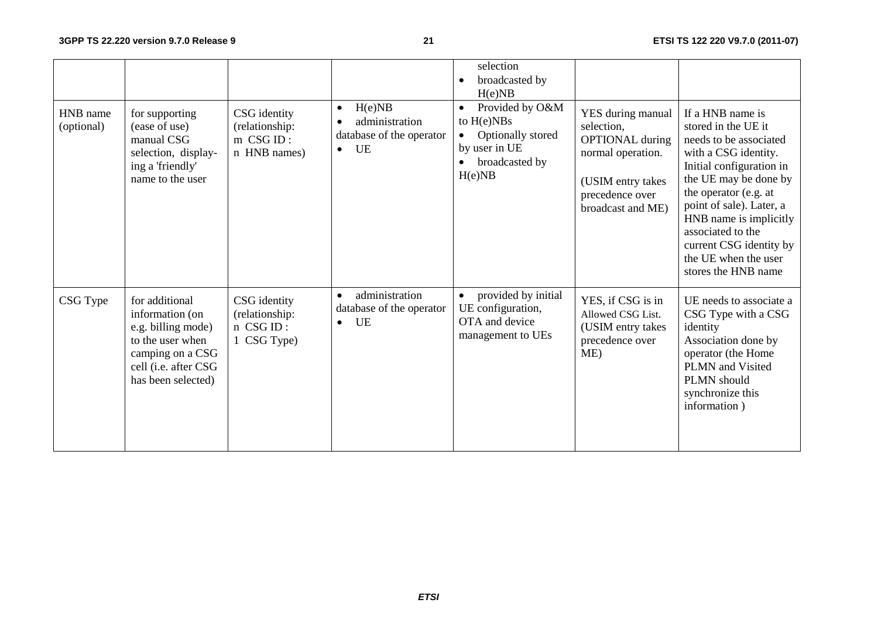| | | | | selection<br>• broadcasted by H(e)NB | | |
|---|---|---|---|---|---|---|
| HNB name (optional) | for supporting (ease of use) manual CSG selection, display-ing a 'friendly' name to the user | CSG identity (relationship: m CSG ID : n HNB names) | • H(e)NB<br>• administration database of the operator<br>• UE | • Provided by O&M to H(e)NBs<br>• Optionally stored by user in UE<br>• broadcasted by H(e)NB | YES during manual selection, OPTIONAL during normal operation.<br><br>(USIM entry takes precedence over broadcast and ME) | If a HNB name is stored in the UE it needs to be associated with a CSG identity. Initial configuration in the UE may be done by the operator (e.g. at point of sale). Later, a HNB name is implicitly associated to the current CSG identity by the UE when the user stores the HNB name |
| CSG Type | for additional information (on e.g. billing mode) to the user when camping on a CSG cell (i.e. after CSG has been selected) | CSG identity (relationship: n CSG ID : 1 CSG Type) | • administration database of the operator<br>• UE | • provided by initial UE configuration, OTA and device management to UEs | YES, if CSG is in Allowed CSG List. (USIM entry takes precedence over ME) | UE needs to associate a CSG Type with a CSG identity<br>Association done by operator (the Home PLMN and Visited PLMN should synchronize this information ) |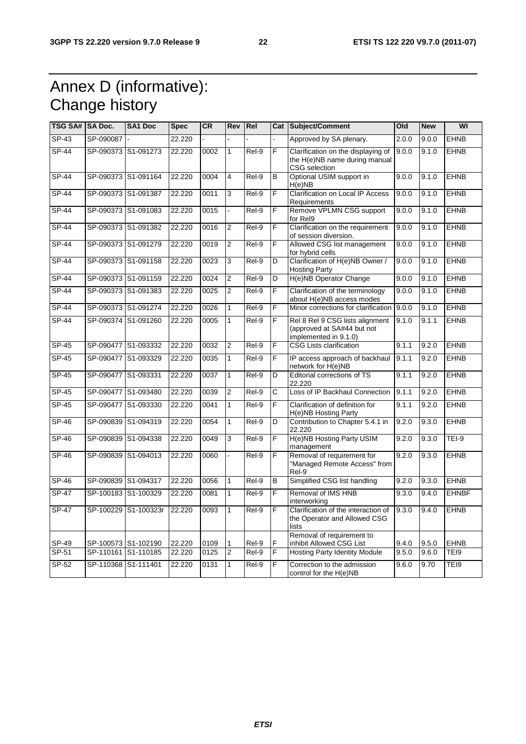# Annex D (informative): Change history

| TSG SA# | SA Doc. | SA1 Doc | Spec | CR | Rev | Rel | Cat | Subject/Comment | Old | New | WI |
|---|---|---|---|---|---|---|---|---|---|---|---|
| SP-43 | SP-090087 | - | 22.220 | - | - | - | - | Approved by SA plenary. | 2.0.0 | 9.0.0 | EHNB |
| SP-44 | SP-090373 | S1-091273 | 22.220 | 0002 | 1 | Rel-9 | F | Clarification on the displaying of the H(e)NB name during manual CSG selection | 9.0.0 | 9.1.0 | EHNB |
| SP-44 | SP-090373 | S1-091164 | 22.220 | 0004 | 4 | Rel-9 | B | Optional USIM support in H(e)NB | 9.0.0 | 9.1.0 | EHNB |
| SP-44 | SP-090373 | S1-091387 | 22.220 | 0011 | 3 | Rel-9 | F | Clarification on Local IP Access Requirements | 9.0.0 | 9.1.0 | EHNB |
| SP-44 | SP-090373 | S1-091083 | 22.220 | 0015 | - | Rel-9 | F | Remove VPLMN CSG support for Rel9 | 9.0.0 | 9.1.0 | EHNB |
| SP-44 | SP-090373 | S1-091382 | 22.220 | 0016 | 2 | Rel-9 | F | Clarification on the requirement of session diversion. | 9.0.0 | 9.1.0 | EHNB |
| SP-44 | SP-090373 | S1-091279 | 22.220 | 0019 | 2 | Rel-9 | F | Allowed CSG list management for hybrid cells | 9.0.0 | 9.1.0 | EHNB |
| SP-44 | SP-090373 | S1-091158 | 22.220 | 0023 | 3 | Rel-9 | D | Clarification of H(e)NB Owner / Hosting Party | 9.0.0 | 9.1.0 | EHNB |
| SP-44 | SP-090373 | S1-091159 | 22.220 | 0024 | 2 | Rel-9 | D | H(e)NB Operator Change | 9.0.0 | 9.1.0 | EHNB |
| SP-44 | SP-090373 | S1-091383 | 22.220 | 0025 | 2 | Rel-9 | F | Clarification of the terminology about H(e)NB access modes | 9.0.0 | 9.1.0 | EHNB |
| SP-44 | SP-090373 | S1-091274 | 22.220 | 0026 | 1 | Rel-9 | F | Minor corrections for clarification | 9.0.0 | 9.1.0 | EHNB |
| SP-44 | SP-090374 | S1-091260 | 22.220 | 0005 | 1 | Rel-9 | F | Rel 8 Rel 9 CSG lists alignment (approved at SA#44 but not implemented in 9.1.0) | 9.1.0 | 9.1.1 | EHNB |
| SP-45 | SP-090477 | S1-093332 | 22.220 | 0032 | 2 | Rel-9 | F | CSG Lists clarification | 9.1.1 | 9.2.0 | EHNB |
| SP-45 | SP-090477 | S1-093329 | 22.220 | 0035 | 1 | Rel-9 | F | IP access approach of backhaul network for H(e)NB | 9.1.1 | 9.2.0 | EHNB |
| SP-45 | SP-090477 | S1-093331 | 22.220 | 0037 | 1 | Rel-9 | D | Editorial corrections of TS 22.220 | 9.1.1 | 9.2.0 | EHNB |
| SP-45 | SP-090477 | S1-093480 | 22.220 | 0039 | 2 | Rel-9 | C | Loss of IP Backhaul Connection | 9.1.1 | 9.2.0 | EHNB |
| SP-45 | SP-090477 | S1-093330 | 22.220 | 0041 | 1 | Rel-9 | F | Clarification of definition for H(e)NB Hosting Party | 9.1.1 | 9.2.0 | EHNB |
| SP-46 | SP-090839 | S1-094319 | 22.220 | 0054 | 1 | Rel-9 | D | Contribution to Chapter 5.4.1 in 22.220 | 9.2.0 | 9.3.0 | EHNB |
| SP-46 | SP-090839 | S1-094338 | 22.220 | 0049 | 3 | Rel-9 | F | H(e)NB Hosting Party USIM management | 9.2.0 | 9.3.0 | TEI-9 |
| SP-46 | SP-090839 | S1-094013 | 22.220 | 0060 | - | Rel-9 | F | Removal of requirement for "Managed Remote Access" from Rel-9 | 9.2.0 | 9.3.0 | EHNB |
| SP-46 | SP-090839 | S1-094317 | 22.220 | 0056 | 1 | Rel-9 | B | Simplified CSG list handling | 9.2.0 | 9.3.0 | EHNB |
| SP-47 | SP-100183 | S1-100329 | 22.220 | 0081 | 1 | Rel-9 | F | Removal of IMS HNB interworking | 9.3.0 | 9.4.0 | EHNBF |
| SP-47 | SP-100229 | S1-100323r | 22.220 | 0093 | 1 | Rel-9 | F | Clarification of the interaction of the Operator and Allowed CSG lists | 9.3.0 | 9.4.0 | EHNB |
| SP-49 | SP-100573 | S1-102190 | 22.220 | 0109 | 1 | Rel-9 | F | Removal of requirement to inhibit Allowed CSG List | 9.4.0 | 9.5.0 | EHNB |
| SP-51 | SP-110161 | S1-110185 | 22.220 | 0125 | 2 | Rel-9 | F | Hosting Party Identity Module | 9.5.0 | 9.6.0 | TEI9 |
| SP-52 | SP-110368 | S1-111401 | 22.220 | 0131 | 1 | Rel-9 | F | Correction to the admission control for the H(e)NB | 9.6.0 | 9.70 | TEI9 |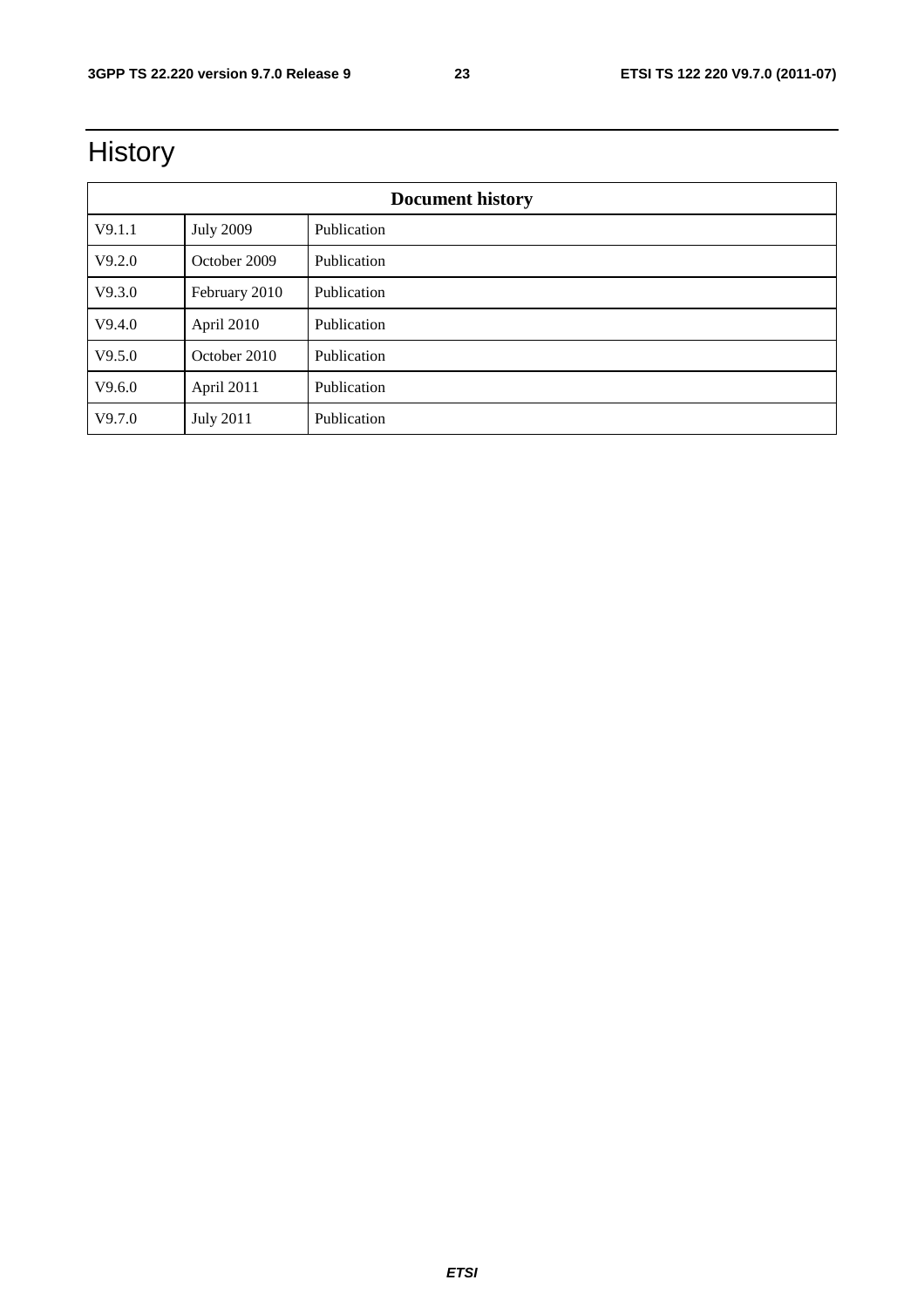# History

| Document history | | |
|---|---|---|
| V9.1.1 | July 2009 | Publication |
| V9.2.0 | October 2009 | Publication |
| V9.3.0 | February 2010 | Publication |
| V9.4.0 | April 2010 | Publication |
| V9.5.0 | October 2010 | Publication |
| V9.6.0 | April 2011 | Publication |
| V9.7.0 | July 2011 | Publication |